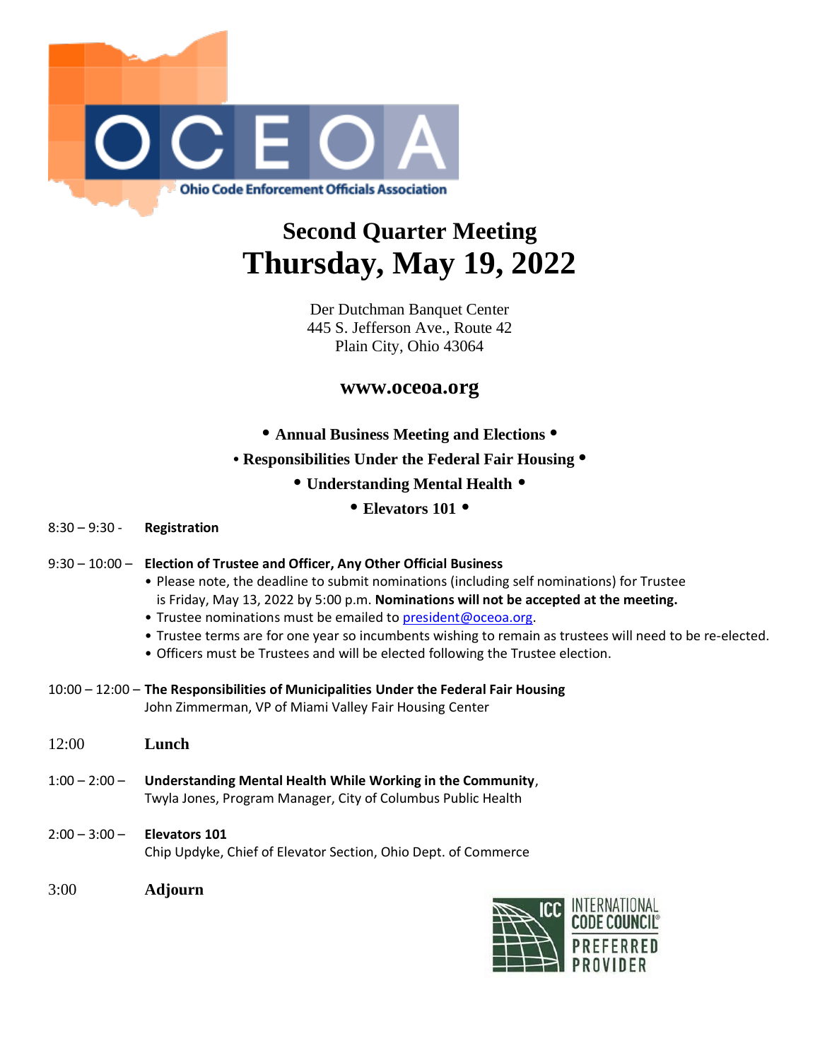OCEOA

Ohio Code Enforcement Officials Association

# Second Quarter Meeting
# Thursday, May 19, 2022

Der Dutchman Banquet Center
445 S. Jefferson Ave., Route 42
Plain City, Ohio 43064

## www.oceoa.org

**• Annual Business Meeting and Elections •**

**• Responsibilities Under the Federal Fair Housing •**

**• Understanding Mental Health •**

**• Elevators 101 •**

8:30 – 9:30 - **Registration**

9:30 – 10:00 – **Election of Trustee and Officer, Any Other Official Business**

- Please note, the deadline to submit nominations (including self nominations) for Trustee is Friday, May 13, 2022 by 5:00 p.m. **Nominations will not be accepted at the meeting.**
- Trustee nominations must be emailed to president@oceoa.org.
- Trustee terms are for one year so incumbents wishing to remain as trustees will need to be re-elected.
- Officers must be Trustees and will be elected following the Trustee election.

10:00 – 12:00 – **The Responsibilities of Municipalities Under the Federal Fair Housing**
John Zimmerman, VP of Miami Valley Fair Housing Center

12:00 **Lunch**

1:00 – 2:00 – **Understanding Mental Health While Working in the Community**,
Twyla Jones, Program Manager, City of Columbus Public Health

2:00 – 3:00 – **Elevators 101**
Chip Updyke, Chief of Elevator Section, Ohio Dept. of Commerce

3:00 **Adjourn**

ICC INTERNATIONAL CODE COUNCIL® PREFERRED PROVIDER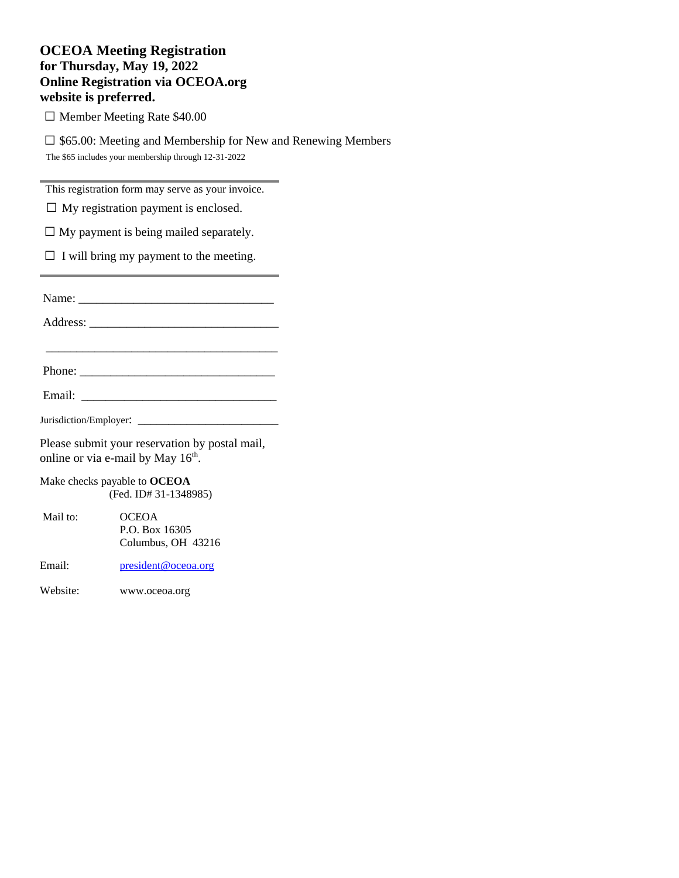**OCEOA Meeting Registration**
**for Thursday, May 19, 2022**
**Online Registration via OCEOA.org website is preferred.**

☐ Member Meeting Rate $40.00

☐ $65.00: Meeting and Membership for New and Renewing Members
The $65 includes your membership through 12-31-2022

---

This registration form may serve as your invoice.

☐ My registration payment is enclosed.

☐ My payment is being mailed separately.

☐ I will bring my payment to the meeting.

---

Name: ________________________________

Address: ______________________________

______________________________________

Phone: ________________________________

Email: ________________________________

Jurisdiction/Employer: _________________________

Please submit your reservation by postal mail, online or via e-mail by May 16th.

Make checks payable to **OCEOA**
(Fed. ID# 31-1348985)

Mail to: OCEOA
P.O. Box 16305
Columbus, OH 43216

Email: president@oceoa.org

Website: www.oceoa.org